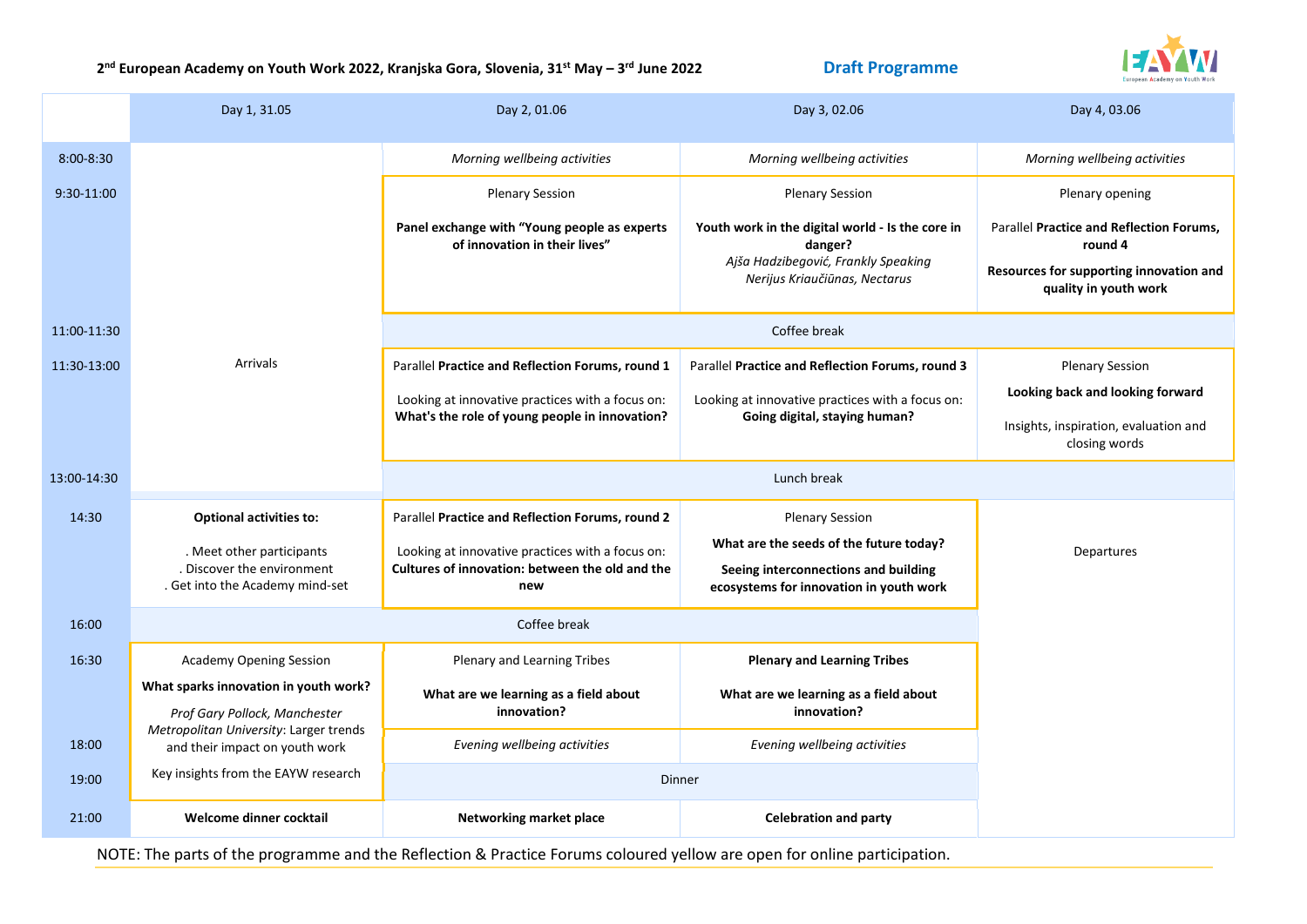**2nd European Academy on Youth Work 2022, Kranjska Gora, Slovenia, 31st May – 3rd June 2022** **Draft Programme**

| | Day 1, 31.05 | Day 2, 01.06 | Day 3, 02.06 | Day 4, 03.06 |
|---|---|---|---|---|
| 8:00-8:30 | Arrivals | *Morning wellbeing activities* | *Morning wellbeing activities* | *Morning wellbeing activities* |
| 9:30-11:00 | | Plenary Session<br>**Panel exchange with "Young people as experts of innovation in their lives"** | Plenary Session<br>**Youth work in the digital world - Is the core in danger?**<br>*Ajša Hadzibegović, Frankly Speaking*<br>*Nerijus Kriaučiūnas, Nectarus* | Plenary opening<br>Parallel **Practice and Reflection Forums, round 4**<br>**Resources for supporting innovation and quality in youth work** |
| 11:00-11:30 | | Coffee break | | |
| 11:30-13:00 | | Parallel **Practice and Reflection Forums, round 1**<br>Looking at innovative practices with a focus on: **What's the role of young people in innovation?** | Parallel **Practice and Reflection Forums, round 3**<br>Looking at innovative practices with a focus on: **Going digital, staying human?** | Plenary Session<br>**Looking back and looking forward**<br>Insights, inspiration, evaluation and closing words |
| 13:00-14:30 | | Lunch break | | |
| 14:30 | **Optional activities to:**<br>. Meet other participants<br>. Discover the environment<br>. Get into the Academy mind-set | Parallel **Practice and Reflection Forums, round 2**<br>Looking at innovative practices with a focus on: **Cultures of innovation: between the old and the new** | Plenary Session<br>**What are the seeds of the future today?**<br>**Seeing interconnections and building ecosystems for innovation in youth work** | Departures |
| 16:00 | Coffee break | | | |
| 16:30 | Academy Opening Session<br>**What sparks innovation in youth work?**<br>*Prof Gary Pollock, Manchester Metropolitan University*: Larger trends and their impact on youth work<br>Key insights from the EAYW research | Plenary and Learning Tribes<br>**What are we learning as a field about innovation?** | **Plenary and Learning Tribes**<br>**What are we learning as a field about innovation?** | |
| 18:00 | | *Evening wellbeing activities* | *Evening wellbeing activities* | |
| 19:00 | | Dinner | | |
| 21:00 | **Welcome dinner cocktail** | **Networking market place** | **Celebration and party** | |

NOTE: The parts of the programme and the Reflection & Practice Forums coloured yellow are open for online participation.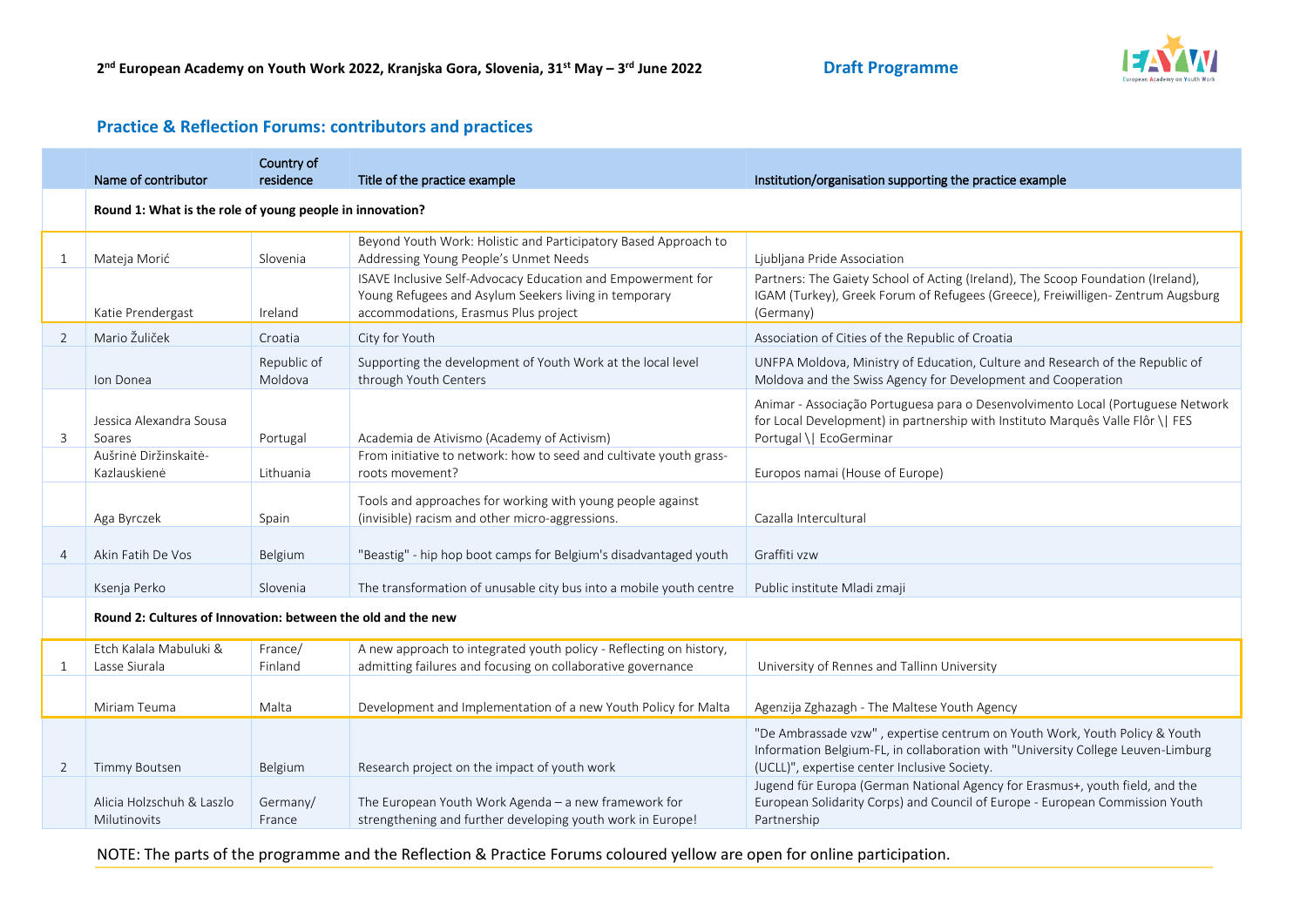**2nd European Academy on Youth Work 2022, Kranjska Gora, Slovenia, 31st May – 3rd June 2022** **Draft Programme**

## Practice & Reflection Forums: contributors and practices

| | Name of contributor | Country of residence | Title of the practice example | Institution/organisation supporting the practice example |
|---|---|---|---|---|
| | **Round 1: What is the role of young people in innovation?** | | | |
| 1 | Mateja Morić | Slovenia | Beyond Youth Work: Holistic and Participatory Based Approach to Addressing Young People's Unmet Needs | Ljubljana Pride Association |
| | Katie Prendergast | Ireland | ISAVE Inclusive Self-Advocacy Education and Empowerment for Young Refugees and Asylum Seekers living in temporary accommodations, Erasmus Plus project | Partners: The Gaiety School of Acting (Ireland), The Scoop Foundation (Ireland), IGAM (Turkey), Greek Forum of Refugees (Greece), Freiwilligen- Zentrum Augsburg (Germany) |
| 2 | Mario Žuliček | Croatia | City for Youth | Association of Cities of the Republic of Croatia |
| | Ion Donea | Republic of Moldova | Supporting the development of Youth Work at the local level through Youth Centers | UNFPA Moldova, Ministry of Education, Culture and Research of the Republic of Moldova and the Swiss Agency for Development and Cooperation |
| 3 | Jessica Alexandra Sousa Soares | Portugal | Academia de Ativismo (Academy of Activism) | Animar - Associação Portuguesa para o Desenvolvimento Local (Portuguese Network for Local Development) in partnership with Instituto Marquês Valle Flôr \| FES Portugal \| EcoGerminar |
| | Aušrinė Diržinskaitė-Kazlauskienė | Lithuania | From initiative to network: how to seed and cultivate youth grass-roots movement? | Europos namai (House of Europe) |
| | Aga Byrczek | Spain | Tools and approaches for working with young people against (invisible) racism and other micro-aggressions. | Cazalla Intercultural |
| 4 | Akin Fatih De Vos | Belgium | "Beastig" - hip hop boot camps for Belgium's disadvantaged youth | Graffiti vzw |
| | Ksenja Perko | Slovenia | The transformation of unusable city bus into a mobile youth centre | Public institute Mladi zmaji |
| | **Round 2: Cultures of Innovation: between the old and the new** | | | |
| 1 | Etch Kalala Mabuluki & Lasse Siurala | France/ Finland | A new approach to integrated youth policy - Reflecting on history, admitting failures and focusing on collaborative governance | University of Rennes and Tallinn University |
| | Miriam Teuma | Malta | Development and Implementation of a new Youth Policy for Malta | Agenzija Zghazagh - The Maltese Youth Agency |
| 2 | Timmy Boutsen | Belgium | Research project on the impact of youth work | "De Ambrassade vzw" , expertise centrum on Youth Work, Youth Policy & Youth Information Belgium-FL, in collaboration with "University College Leuven-Limburg (UCLL)", expertise center Inclusive Society. |
| | Alicia Holzschuh & Laszlo Milutinovits | Germany/ France | The European Youth Work Agenda – a new framework for strengthening and further developing youth work in Europe! | Jugend für Europa (German National Agency for Erasmus+, youth field, and the European Solidarity Corps) and Council of Europe - European Commission Youth Partnership |

NOTE: The parts of the programme and the Reflection & Practice Forums coloured yellow are open for online participation.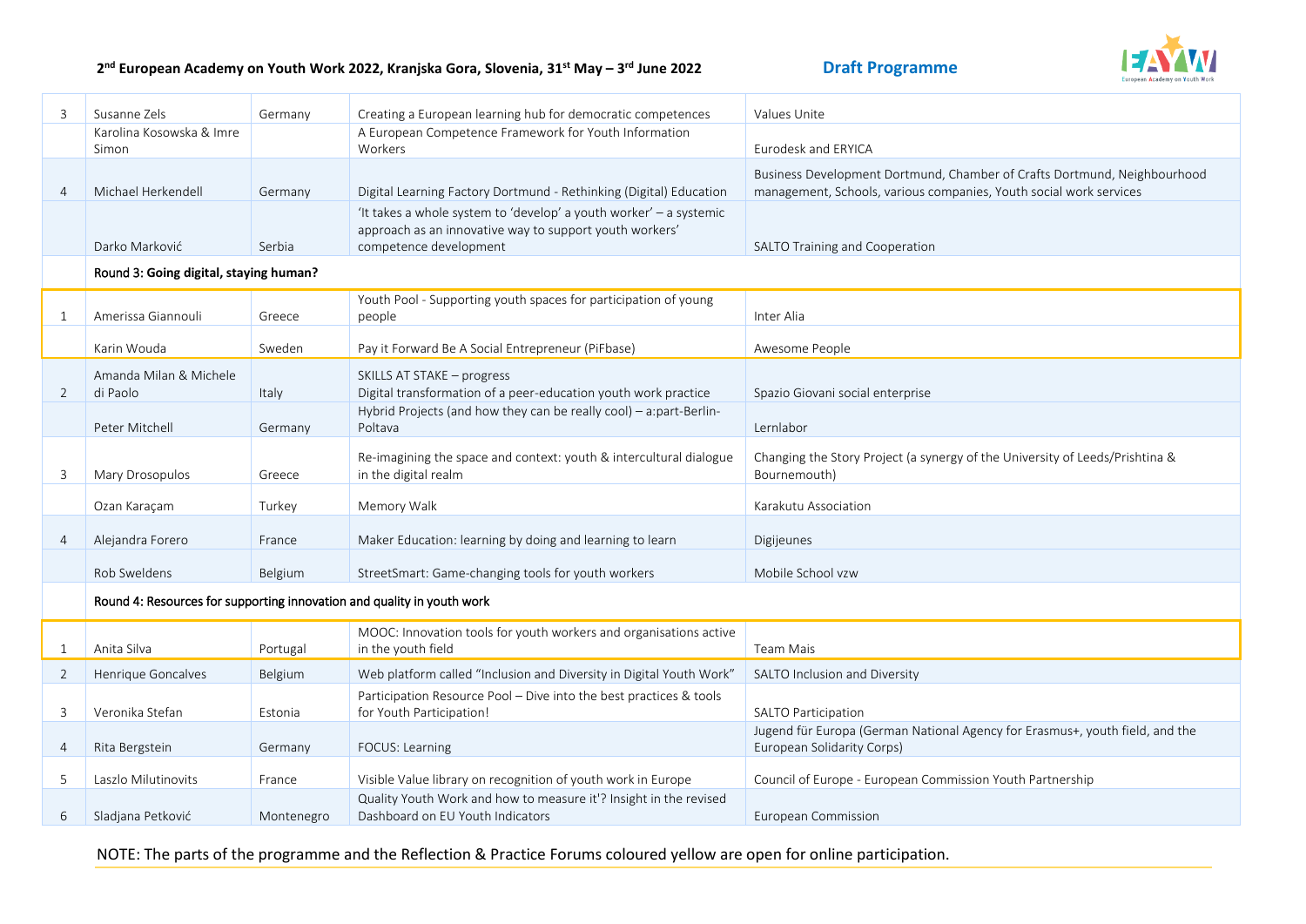| | | | | |
|---|---|---|---|---|
| 3 | Susanne Zels | Germany | Creating a European learning hub for democratic competences | Values Unite |
| | Karolina Kosowska & Imre Simon | | A European Competence Framework for Youth Information Workers | Eurodesk and ERYICA |
| 4 | Michael Herkendell | Germany | Digital Learning Factory Dortmund - Rethinking (Digital) Education | Business Development Dortmund, Chamber of Crafts Dortmund, Neighbourhood management, Schools, various companies, Youth social work services |
| | Darko Marković | Serbia | 'It takes a whole system to 'develop' a youth worker' – a systemic approach as an innovative way to support youth workers' competence development | SALTO Training and Cooperation |
| | **Round 3: Going digital, staying human?** | | | |
| 1 | Amerissa Giannouli | Greece | Youth Pool - Supporting youth spaces for participation of young people | Inter Alia |
| | Karin Wouda | Sweden | Pay it Forward Be A Social Entrepreneur (PiFbase) | Awesome People |
| 2 | Amanda Milan & Michele di Paolo | Italy | SKILLS AT STAKE – progress<br>Digital transformation of a peer-education youth work practice | Spazio Giovani social enterprise |
| | Peter Mitchell | Germany | Hybrid Projects (and how they can be really cool) – a:part-Berlin-Poltava | Lernlabor |
| 3 | Mary Drosopulos | Greece | Re-imagining the space and context: youth & intercultural dialogue in the digital realm | Changing the Story Project (a synergy of the University of Leeds/Prishtina & Bournemouth) |
| | Ozan Karaçam | Turkey | Memory Walk | Karakutu Association |
| 4 | Alejandra Forero | France | Maker Education: learning by doing and learning to learn | Digijeunes |
| | Rob Sweldens | Belgium | StreetSmart: Game-changing tools for youth workers | Mobile School vzw |
| | **Round 4: Resources for supporting innovation and quality in youth work** | | | |
| 1 | Anita Silva | Portugal | MOOC: Innovation tools for youth workers and organisations active in the youth field | Team Mais |
| 2 | Henrique Goncalves | Belgium | Web platform called "Inclusion and Diversity in Digital Youth Work" | SALTO Inclusion and Diversity |
| 3 | Veronika Stefan | Estonia | Participation Resource Pool – Dive into the best practices & tools for Youth Participation! | SALTO Participation |
| 4 | Rita Bergstein | Germany | FOCUS: Learning | Jugend für Europa (German National Agency for Erasmus+, youth field, and the European Solidarity Corps) |
| 5 | Laszlo Milutinovits | France | Visible Value library on recognition of youth work in Europe | Council of Europe - European Commission Youth Partnership |
| 6 | Sladjana Petković | Montenegro | Quality Youth Work and how to measure it'? Insight in the revised Dashboard on EU Youth Indicators | European Commission |

NOTE: The parts of the programme and the Reflection & Practice Forums coloured yellow are open for online participation.